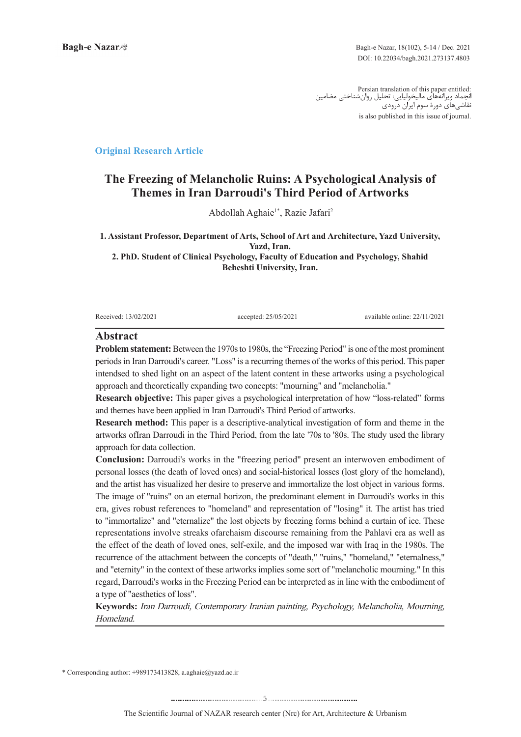Persian translation of this paper entitled:
انجماد ویرانه‌های مالیخولیایی: تحلیل روان‌شناختی مضامین نقاشی‌های دورهٔ سوم ایران درودی
is also published in this issue of journal.

**Original Research Article**

# The Freezing of Melancholic Ruins: A Psychological Analysis of Themes in Iran Darroudi's Third Period of Artworks

Abdollah Aghaie[1*], Razie Jafari[2]

**1. Assistant Professor, Department of Arts, School of Art and Architecture, Yazd University, Yazd, Iran.**
**2. PhD. Student of Clinical Psychology, Faculty of Education and Psychology, Shahid Beheshti University, Iran.**

Received: 13/02/2021 accepted: 25/05/2021 available online: 22/11/2021

## Abstract

**Problem statement:** Between the 1970s to 1980s, the "Freezing Period" is one of the most prominent periods in Iran Darroudi's career. "Loss" is a recurring themes of the works of this period. This paper intendsed to shed light on an aspect of the latent content in these artworks using a psychological approach and theoretically expanding two concepts: "mourning" and "melancholia."

**Research objective:** This paper gives a psychological interpretation of how "loss-related" forms and themes have been applied in Iran Darroudi's Third Period of artworks.

**Research method:** This paper is a descriptive-analytical investigation of form and theme in the artworks ofIran Darroudi in the Third Period, from the late '70s to '80s. The study used the library approach for data collection.

**Conclusion:** Darroudi's works in the "freezing period" present an interwoven embodiment of personal losses (the death of loved ones) and social-historical losses (lost glory of the homeland), and the artist has visualized her desire to preserve and immortalize the lost object in various forms. The image of "ruins" on an eternal horizon, the predominant element in Darroudi's works in this era, gives robust references to "homeland" and representation of "losing" it. The artist has tried to "immortalize" and "eternalize" the lost objects by freezing forms behind a curtain of ice. These representations involve streaks ofarchaism discourse remaining from the Pahlavi era as well as the effect of the death of loved ones, self-exile, and the imposed war with Iraq in the 1980s. The recurrence of the attachment between the concepts of "death," "ruins," "homeland," "eternalness," and "eternity" in the context of these artworks implies some sort of "melancholic mourning." In this regard, Darroudi's works in the Freezing Period can be interpreted as in line with the embodiment of a type of "aesthetics of loss".

**Keywords:** *Iran Darroudi, Contemporary Iranian painting, Psychology, Melancholia, Mourning, Homeland.*

* Corresponding author: +989173413828, a.aghaie@yazd.ac.ir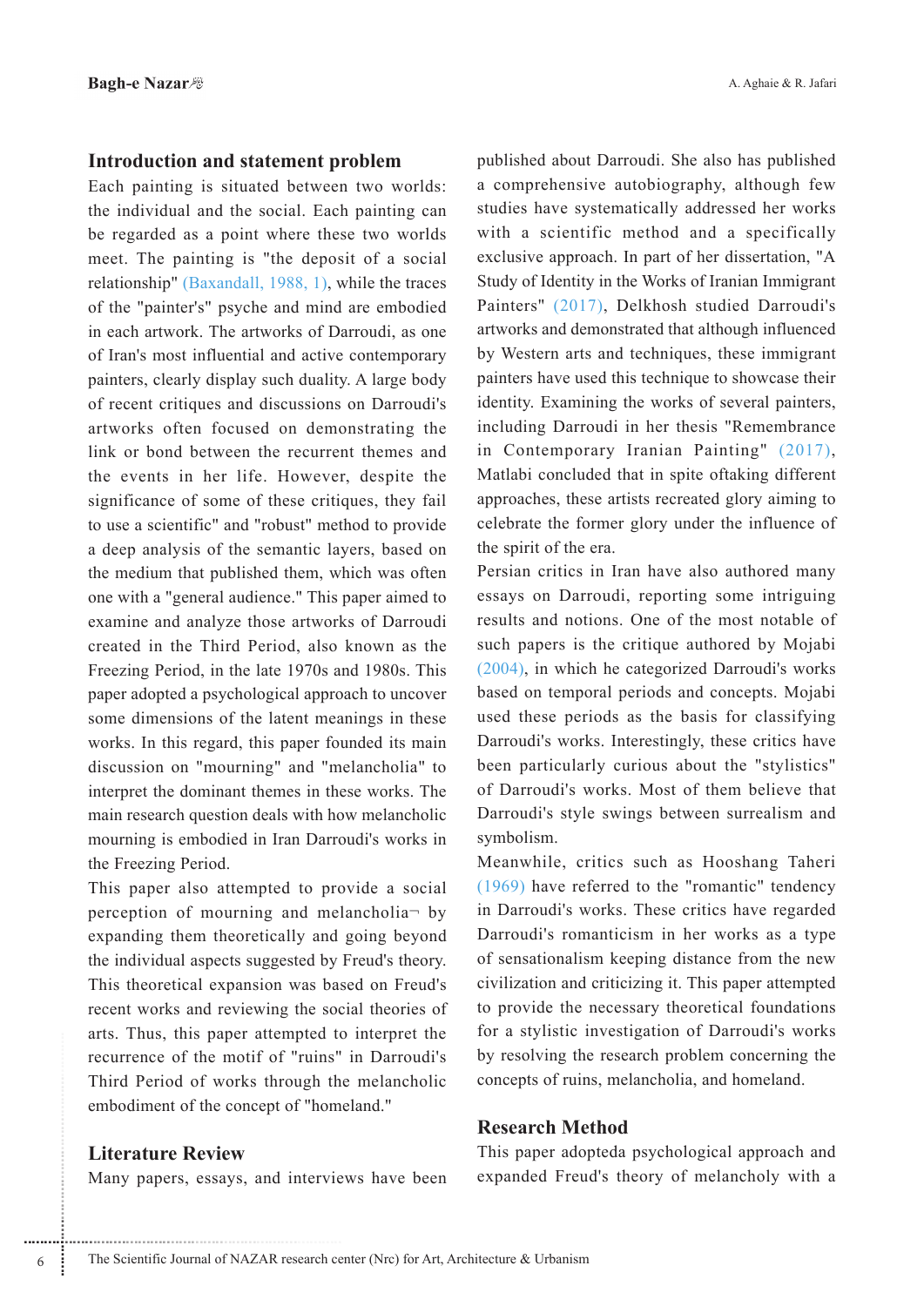## Introduction and statement problem

Each painting is situated between two worlds: the individual and the social. Each painting can be regarded as a point where these two worlds meet. The painting is "the deposit of a social relationship" (Baxandall, 1988, 1), while the traces of the "painter's" psyche and mind are embodied in each artwork. The artworks of Darroudi, as one of Iran's most influential and active contemporary painters, clearly display such duality. A large body of recent critiques and discussions on Darroudi's artworks often focused on demonstrating the link or bond between the recurrent themes and the events in her life. However, despite the significance of some of these critiques, they fail to use a scientific" and "robust" method to provide a deep analysis of the semantic layers, based on the medium that published them, which was often one with a "general audience." This paper aimed to examine and analyze those artworks of Darroudi created in the Third Period, also known as the Freezing Period, in the late 1970s and 1980s. This paper adopted a psychological approach to uncover some dimensions of the latent meanings in these works. In this regard, this paper founded its main discussion on "mourning" and "melancholia" to interpret the dominant themes in these works. The main research question deals with how melancholic mourning is embodied in Iran Darroudi's works in the Freezing Period.

This paper also attempted to provide a social perception of mourning and melancholia¬ by expanding them theoretically and going beyond the individual aspects suggested by Freud's theory. This theoretical expansion was based on Freud's recent works and reviewing the social theories of arts. Thus, this paper attempted to interpret the recurrence of the motif of "ruins" in Darroudi's Third Period of works through the melancholic embodiment of the concept of "homeland."

## Literature Review

Many papers, essays, and interviews have been published about Darroudi. She also has published a comprehensive autobiography, although few studies have systematically addressed her works with a scientific method and a specifically exclusive approach. In part of her dissertation, "A Study of Identity in the Works of Iranian Immigrant Painters" (2017), Delkhosh studied Darroudi's artworks and demonstrated that although influenced by Western arts and techniques, these immigrant painters have used this technique to showcase their identity. Examining the works of several painters, including Darroudi in her thesis "Remembrance in Contemporary Iranian Painting" (2017), Matlabi concluded that in spite oftaking different approaches, these artists recreated glory aiming to celebrate the former glory under the influence of the spirit of the era.

Persian critics in Iran have also authored many essays on Darroudi, reporting some intriguing results and notions. One of the most notable of such papers is the critique authored by Mojabi (2004), in which he categorized Darroudi's works based on temporal periods and concepts. Mojabi used these periods as the basis for classifying Darroudi's works. Interestingly, these critics have been particularly curious about the "stylistics" of Darroudi's works. Most of them believe that Darroudi's style swings between surrealism and symbolism.

Meanwhile, critics such as Hooshang Taheri (1969) have referred to the "romantic" tendency in Darroudi's works. These critics have regarded Darroudi's romanticism in her works as a type of sensationalism keeping distance from the new civilization and criticizing it. This paper attempted to provide the necessary theoretical foundations for a stylistic investigation of Darroudi's works by resolving the research problem concerning the concepts of ruins, melancholia, and homeland.

## Research Method

This paper adopteda psychological approach and expanded Freud's theory of melancholy with a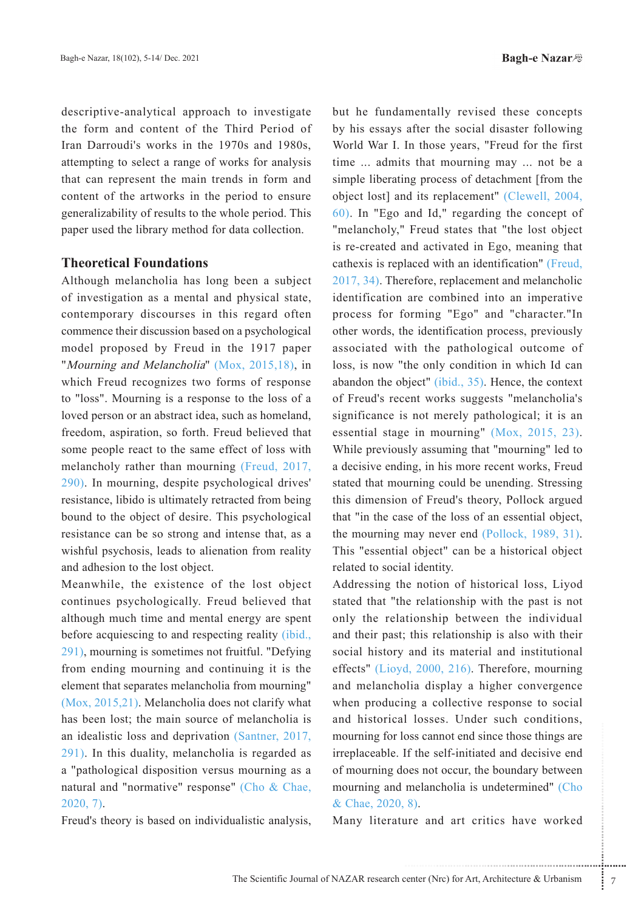descriptive-analytical approach to investigate the form and content of the Third Period of Iran Darroudi's works in the 1970s and 1980s, attempting to select a range of works for analysis that can represent the main trends in form and content of the artworks in the period to ensure generalizability of results to the whole period. This paper used the library method for data collection.

## Theoretical Foundations

Although melancholia has long been a subject of investigation as a mental and physical state, contemporary discourses in this regard often commence their discussion based on a psychological model proposed by Freud in the 1917 paper "*Mourning and Melancholia*" (Mox, 2015,18), in which Freud recognizes two forms of response to "loss". Mourning is a response to the loss of a loved person or an abstract idea, such as homeland, freedom, aspiration, so forth. Freud believed that some people react to the same effect of loss with melancholy rather than mourning (Freud, 2017, 290). In mourning, despite psychological drives' resistance, libido is ultimately retracted from being bound to the object of desire. This psychological resistance can be so strong and intense that, as a wishful psychosis, leads to alienation from reality and adhesion to the lost object.

Meanwhile, the existence of the lost object continues psychologically. Freud believed that although much time and mental energy are spent before acquiescing to and respecting reality (ibid., 291), mourning is sometimes not fruitful. "Defying from ending mourning and continuing it is the element that separates melancholia from mourning" (Mox, 2015,21). Melancholia does not clarify what has been lost; the main source of melancholia is an idealistic loss and deprivation (Santner, 2017, 291). In this duality, melancholia is regarded as a "pathological disposition versus mourning as a natural and "normative" response" (Cho & Chae, 2020, 7).

Freud's theory is based on individualistic analysis, but he fundamentally revised these concepts by his essays after the social disaster following World War I. In those years, "Freud for the first time ... admits that mourning may ... not be a simple liberating process of detachment [from the object lost] and its replacement" (Clewell, 2004, 60). In "Ego and Id," regarding the concept of "melancholy," Freud states that "the lost object is re-created and activated in Ego, meaning that cathexis is replaced with an identification" (Freud, 2017, 34). Therefore, replacement and melancholic identification are combined into an imperative process for forming "Ego" and "character."In other words, the identification process, previously associated with the pathological outcome of loss, is now "the only condition in which Id can abandon the object" (ibid., 35). Hence, the context of Freud's recent works suggests "melancholia's significance is not merely pathological; it is an essential stage in mourning" (Mox, 2015, 23). While previously assuming that "mourning" led to a decisive ending, in his more recent works, Freud stated that mourning could be unending. Stressing this dimension of Freud's theory, Pollock argued that "in the case of the loss of an essential object, the mourning may never end (Pollock, 1989, 31). This "essential object" can be a historical object related to social identity.

Addressing the notion of historical loss, Liyod stated that "the relationship with the past is not only the relationship between the individual and their past; this relationship is also with their social history and its material and institutional effects" (Lioyd, 2000, 216). Therefore, mourning and melancholia display a higher convergence when producing a collective response to social and historical losses. Under such conditions, mourning for loss cannot end since those things are irreplaceable. If the self-initiated and decisive end of mourning does not occur, the boundary between mourning and melancholia is undetermined" (Cho & Chae, 2020, 8).

Many literature and art critics have worked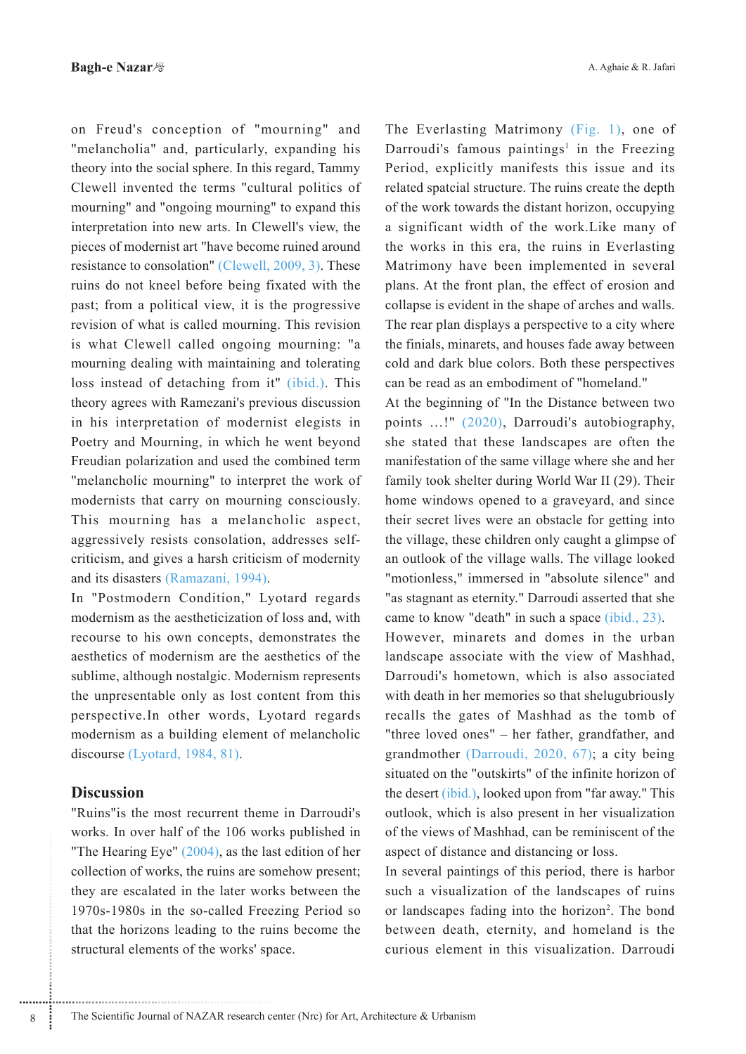on Freud's conception of "mourning" and "melancholia" and, particularly, expanding his theory into the social sphere. In this regard, Tammy Clewell invented the terms "cultural politics of mourning" and "ongoing mourning" to expand this interpretation into new arts. In Clewell's view, the pieces of modernist art "have become ruined around resistance to consolation" (Clewell, 2009, 3). These ruins do not kneel before being fixated with the past; from a political view, it is the progressive revision of what is called mourning. This revision is what Clewell called ongoing mourning: "a mourning dealing with maintaining and tolerating loss instead of detaching from it" (ibid.). This theory agrees with Ramezani's previous discussion in his interpretation of modernist elegists in Poetry and Mourning, in which he went beyond Freudian polarization and used the combined term "melancholic mourning" to interpret the work of modernists that carry on mourning consciously. This mourning has a melancholic aspect, aggressively resists consolation, addresses self-criticism, and gives a harsh criticism of modernity and its disasters (Ramazani, 1994).

In "Postmodern Condition," Lyotard regards modernism as the aestheticization of loss and, with recourse to his own concepts, demonstrates the aesthetics of modernism are the aesthetics of the sublime, although nostalgic. Modernism represents the unpresentable only as lost content from this perspective.In other words, Lyotard regards modernism as a building element of melancholic discourse (Lyotard, 1984, 81).

## Discussion

"Ruins"is the most recurrent theme in Darroudi's works. In over half of the 106 works published in "The Hearing Eye" (2004), as the last edition of her collection of works, the ruins are somehow present; they are escalated in the later works between the 1970s-1980s in the so-called Freezing Period so that the horizons leading to the ruins become the structural elements of the works' space.

The Everlasting Matrimony (Fig. 1), one of Darroudi's famous paintings[1] in the Freezing Period, explicitly manifests this issue and its related spatcial structure. The ruins create the depth of the work towards the distant horizon, occupying a significant width of the work.Like many of the works in this era, the ruins in Everlasting Matrimony have been implemented in several plans. At the front plan, the effect of erosion and collapse is evident in the shape of arches and walls. The rear plan displays a perspective to a city where the finials, minarets, and houses fade away between cold and dark blue colors. Both these perspectives can be read as an embodiment of "homeland."

At the beginning of "In the Distance between two points ...!" (2020), Darroudi's autobiography, she stated that these landscapes are often the manifestation of the same village where she and her family took shelter during World War II (29). Their home windows opened to a graveyard, and since their secret lives were an obstacle for getting into the village, these children only caught a glimpse of an outlook of the village walls. The village looked "motionless," immersed in "absolute silence" and "as stagnant as eternity." Darroudi asserted that she came to know "death" in such a space (ibid., 23).

However, minarets and domes in the urban landscape associate with the view of Mashhad, Darroudi's hometown, which is also associated with death in her memories so that shelugubriously recalls the gates of Mashhad as the tomb of "three loved ones" – her father, grandfather, and grandmother (Darroudi, 2020, 67); a city being situated on the "outskirts" of the infinite horizon of the desert (ibid.), looked upon from "far away." This outlook, which is also present in her visualization of the views of Mashhad, can be reminiscent of the aspect of distance and distancing or loss.

In several paintings of this period, there is harbor such a visualization of the landscapes of ruins or landscapes fading into the horizon[2]. The bond between death, eternity, and homeland is the curious element in this visualization. Darroudi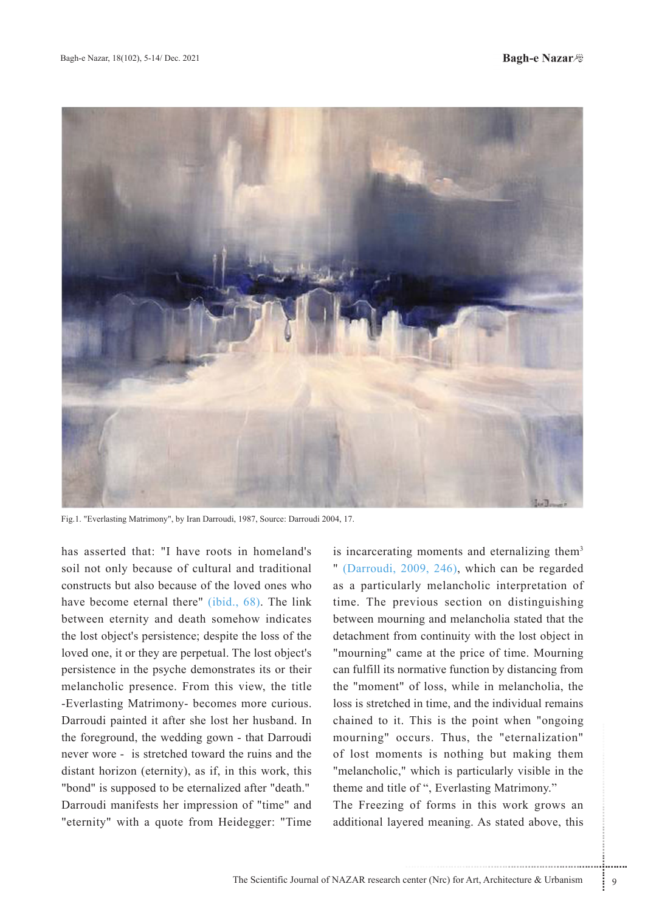Fig.1. "Everlasting Matrimony", by Iran Darroudi, 1987, Source: Darroudi 2004, 17.

has asserted that: "I have roots in homeland's soil not only because of cultural and traditional constructs but also because of the loved ones who have become eternal there" (ibid., 68). The link between eternity and death somehow indicates the lost object's persistence; despite the loss of the loved one, it or they are perpetual. The lost object's persistence in the psyche demonstrates its or their melancholic presence. From this view, the title -Everlasting Matrimony- becomes more curious. Darroudi painted it after she lost her husband. In the foreground, the wedding gown - that Darroudi never wore - is stretched toward the ruins and the distant horizon (eternity), as if, in this work, this "bond" is supposed to be eternalized after "death." Darroudi manifests her impression of "time" and "eternity" with a quote from Heidegger: "Time is incarcerating moments and eternalizing them[3] " (Darroudi, 2009, 246), which can be regarded as a particularly melancholic interpretation of time. The previous section on distinguishing between mourning and melancholia stated that the detachment from continuity with the lost object in "mourning" came at the price of time. Mourning can fulfill its normative function by distancing from the "moment" of loss, while in melancholia, the loss is stretched in time, and the individual remains chained to it. This is the point when "ongoing mourning" occurs. Thus, the "eternalization" of lost moments is nothing but making them "melancholic," which is particularly visible in the theme and title of ", Everlasting Matrimony."

The Freezing of forms in this work grows an additional layered meaning. As stated above, this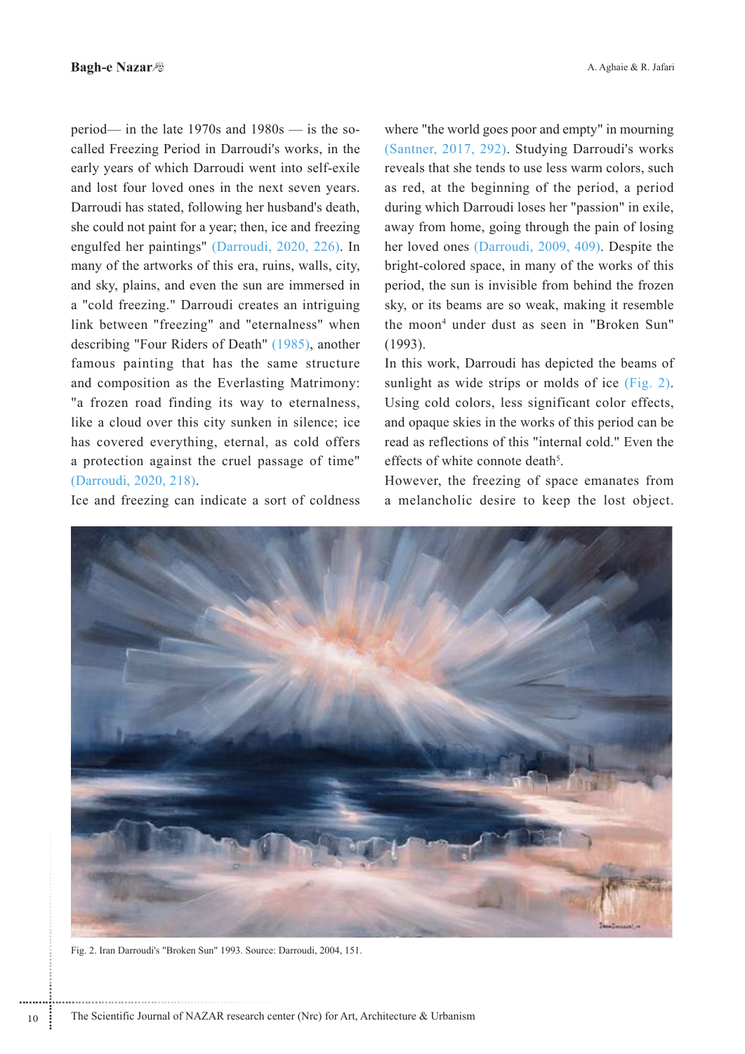period— in the late 1970s and 1980s — is the so-called Freezing Period in Darroudi's works, in the early years of which Darroudi went into self-exile and lost four loved ones in the next seven years. Darroudi has stated, following her husband's death, she could not paint for a year; then, ice and freezing engulfed her paintings" (Darroudi, 2020, 226). In many of the artworks of this era, ruins, walls, city, and sky, plains, and even the sun are immersed in a "cold freezing." Darroudi creates an intriguing link between "freezing" and "eternalness" when describing "Four Riders of Death" (1985), another famous painting that has the same structure and composition as the Everlasting Matrimony: "a frozen road finding its way to eternalness, like a cloud over this city sunken in silence; ice has covered everything, eternal, as cold offers a protection against the cruel passage of time" (Darroudi, 2020, 218).

Ice and freezing can indicate a sort of coldness where "the world goes poor and empty" in mourning (Santner, 2017, 292). Studying Darroudi's works reveals that she tends to use less warm colors, such as red, at the beginning of the period, a period during which Darroudi loses her "passion" in exile, away from home, going through the pain of losing her loved ones (Darroudi, 2009, 409). Despite the bright-colored space, in many of the works of this period, the sun is invisible from behind the frozen sky, or its beams are so weak, making it resemble the moon[4] under dust as seen in "Broken Sun" (1993).

In this work, Darroudi has depicted the beams of sunlight as wide strips or molds of ice (Fig. 2). Using cold colors, less significant color effects, and opaque skies in the works of this period can be read as reflections of this "internal cold." Even the effects of white connote death[5].

However, the freezing of space emanates from a melancholic desire to keep the lost object.

Fig. 2. Iran Darroudi's "Broken Sun" 1993. Source: Darroudi, 2004, 151.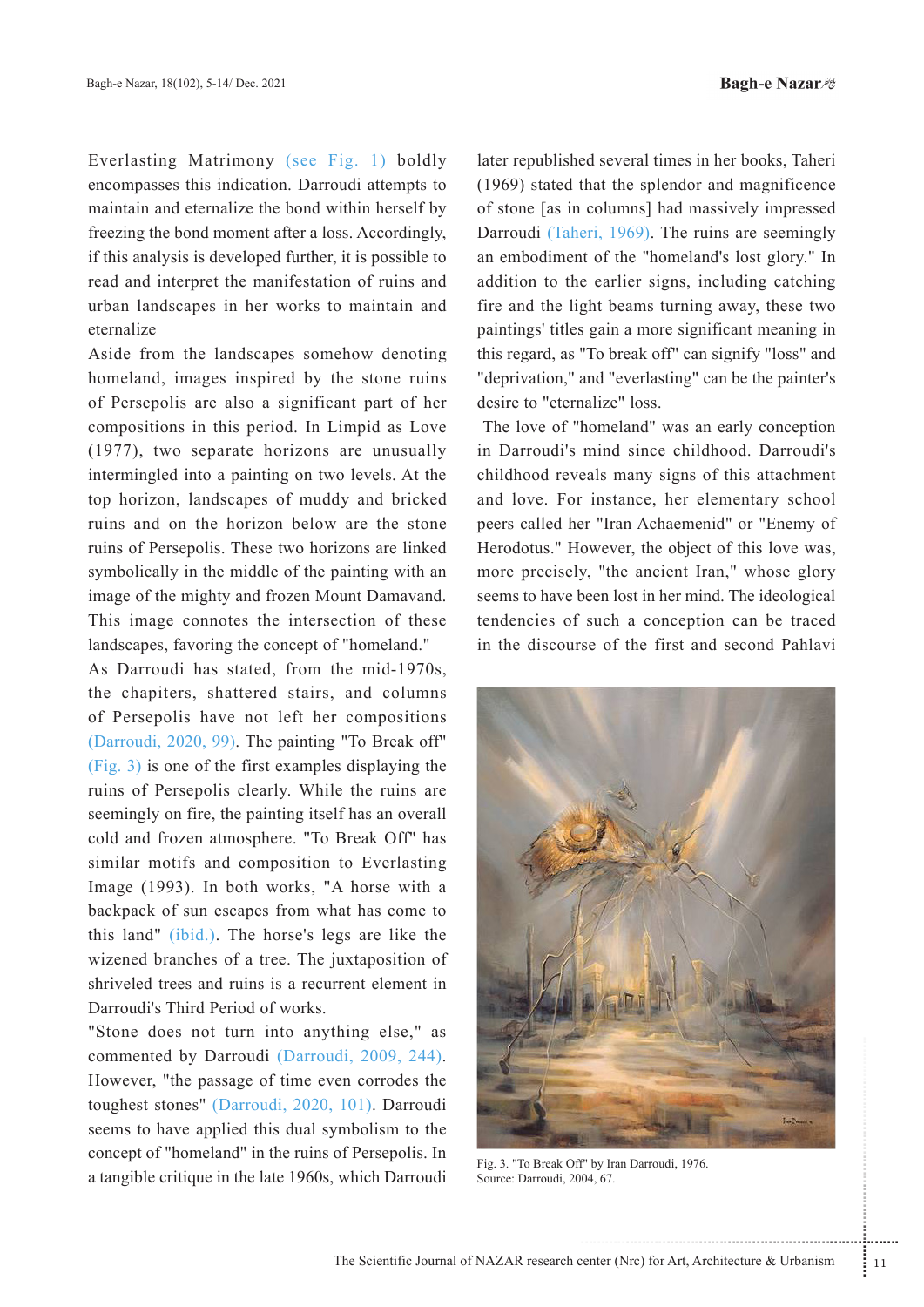Everlasting Matrimony (see Fig. 1) boldly encompasses this indication. Darroudi attempts to maintain and eternalize the bond within herself by freezing the bond moment after a loss. Accordingly, if this analysis is developed further, it is possible to read and interpret the manifestation of ruins and urban landscapes in her works to maintain and eternalize

Aside from the landscapes somehow denoting homeland, images inspired by the stone ruins of Persepolis are also a significant part of her compositions in this period. In Limpid as Love (1977), two separate horizons are unusually intermingled into a painting on two levels. At the top horizon, landscapes of muddy and bricked ruins and on the horizon below are the stone ruins of Persepolis. These two horizons are linked symbolically in the middle of the painting with an image of the mighty and frozen Mount Damavand. This image connotes the intersection of these landscapes, favoring the concept of "homeland."

As Darroudi has stated, from the mid-1970s, the chapiters, shattered stairs, and columns of Persepolis have not left her compositions (Darroudi, 2020, 99). The painting "To Break off" (Fig. 3) is one of the first examples displaying the ruins of Persepolis clearly. While the ruins are seemingly on fire, the painting itself has an overall cold and frozen atmosphere. "To Break Off" has similar motifs and composition to Everlasting Image (1993). In both works, "A horse with a backpack of sun escapes from what has come to this land" (ibid.). The horse's legs are like the wizened branches of a tree. The juxtaposition of shriveled trees and ruins is a recurrent element in Darroudi's Third Period of works.

"Stone does not turn into anything else," as commented by Darroudi (Darroudi, 2009, 244). However, "the passage of time even corrodes the toughest stones" (Darroudi, 2020, 101). Darroudi seems to have applied this dual symbolism to the concept of "homeland" in the ruins of Persepolis. In a tangible critique in the late 1960s, which Darroudi later republished several times in her books, Taheri (1969) stated that the splendor and magnificence of stone [as in columns] had massively impressed Darroudi (Taheri, 1969). The ruins are seemingly an embodiment of the "homeland's lost glory." In addition to the earlier signs, including catching fire and the light beams turning away, these two paintings' titles gain a more significant meaning in this regard, as "To break off" can signify "loss" and "deprivation," and "everlasting" can be the painter's desire to "eternalize" loss.

The love of "homeland" was an early conception in Darroudi's mind since childhood. Darroudi's childhood reveals many signs of this attachment and love. For instance, her elementary school peers called her "Iran Achaemenid" or "Enemy of Herodotus." However, the object of this love was, more precisely, "the ancient Iran," whose glory seems to have been lost in her mind. The ideological tendencies of such a conception can be traced in the discourse of the first and second Pahlavi

Fig. 3. "To Break Off" by Iran Darroudi, 1976.
Source: Darroudi, 2004, 67.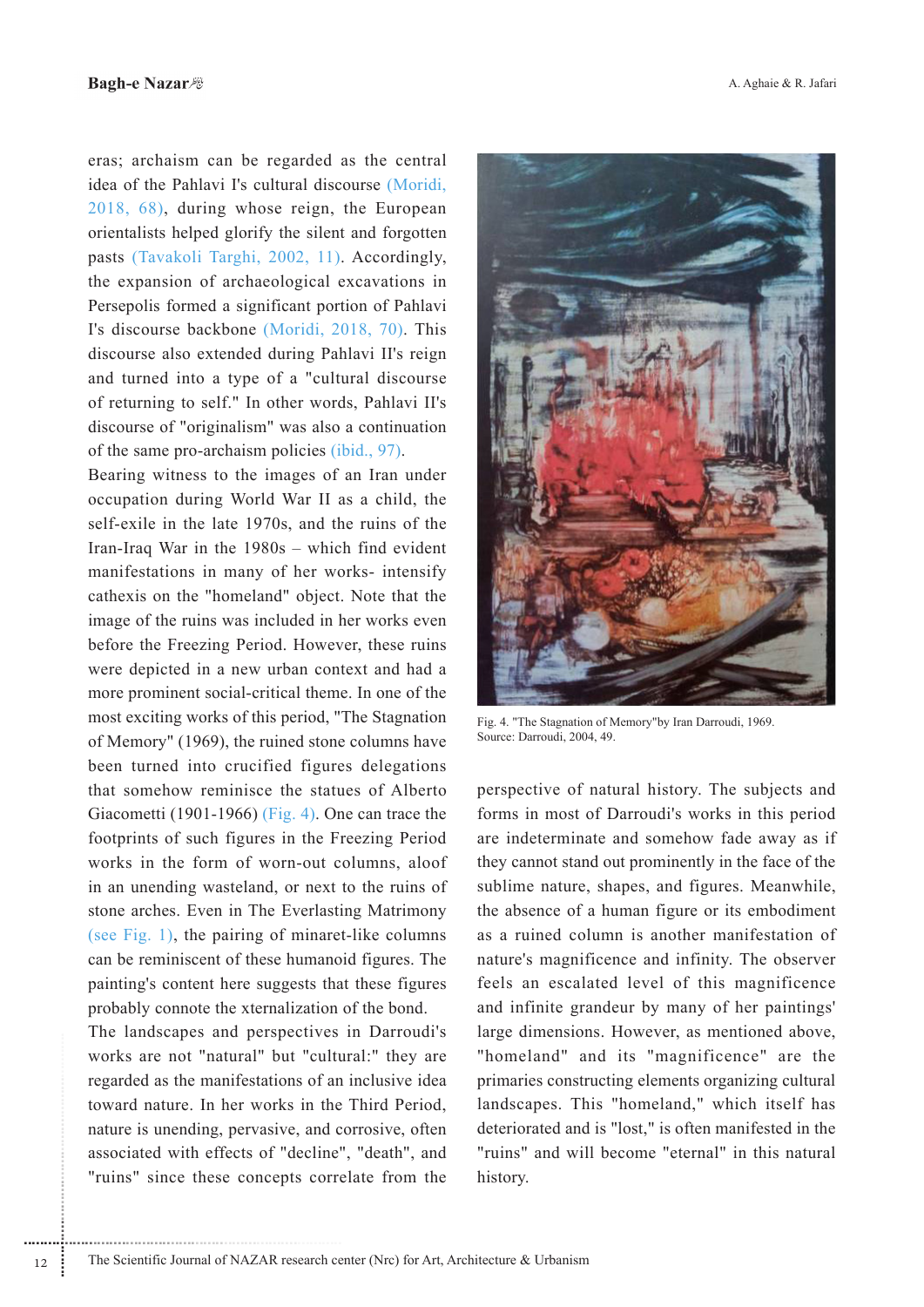eras; archaism can be regarded as the central idea of the Pahlavi I's cultural discourse (Moridi, 2018, 68), during whose reign, the European orientalists helped glorify the silent and forgotten pasts (Tavakoli Targhi, 2002, 11). Accordingly, the expansion of archaeological excavations in Persepolis formed a significant portion of Pahlavi I's discourse backbone (Moridi, 2018, 70). This discourse also extended during Pahlavi II's reign and turned into a type of a "cultural discourse of returning to self." In other words, Pahlavi II's discourse of "originalism" was also a continuation of the same pro-archaism policies (ibid., 97).

Bearing witness to the images of an Iran under occupation during World War II as a child, the self-exile in the late 1970s, and the ruins of the Iran-Iraq War in the 1980s – which find evident manifestations in many of her works- intensify cathexis on the "homeland" object. Note that the image of the ruins was included in her works even before the Freezing Period. However, these ruins were depicted in a new urban context and had a more prominent social-critical theme. In one of the most exciting works of this period, "The Stagnation of Memory" (1969), the ruined stone columns have been turned into crucified figures delegations that somehow reminisce the statues of Alberto Giacometti (1901-1966) (Fig. 4). One can trace the footprints of such figures in the Freezing Period works in the form of worn-out columns, aloof in an unending wasteland, or next to the ruins of stone arches. Even in The Everlasting Matrimony (see Fig. 1), the pairing of minaret-like columns can be reminiscent of these humanoid figures. The painting's content here suggests that these figures probably connote the xternalization of the bond.

Fig. 4. "The Stagnation of Memory"by Iran Darroudi, 1969. Source: Darroudi, 2004, 49.

The landscapes and perspectives in Darroudi's works are not "natural" but "cultural:" they are regarded as the manifestations of an inclusive idea toward nature. In her works in the Third Period, nature is unending, pervasive, and corrosive, often associated with effects of "decline", "death", and "ruins" since these concepts correlate from the perspective of natural history. The subjects and forms in most of Darroudi's works in this period are indeterminate and somehow fade away as if they cannot stand out prominently in the face of the sublime nature, shapes, and figures. Meanwhile, the absence of a human figure or its embodiment as a ruined column is another manifestation of nature's magnificence and infinity. The observer feels an escalated level of this magnificence and infinite grandeur by many of her paintings' large dimensions. However, as mentioned above, "homeland" and its "magnificence" are the primaries constructing elements organizing cultural landscapes. This "homeland," which itself has deteriorated and is "lost," is often manifested in the "ruins" and will become "eternal" in this natural history.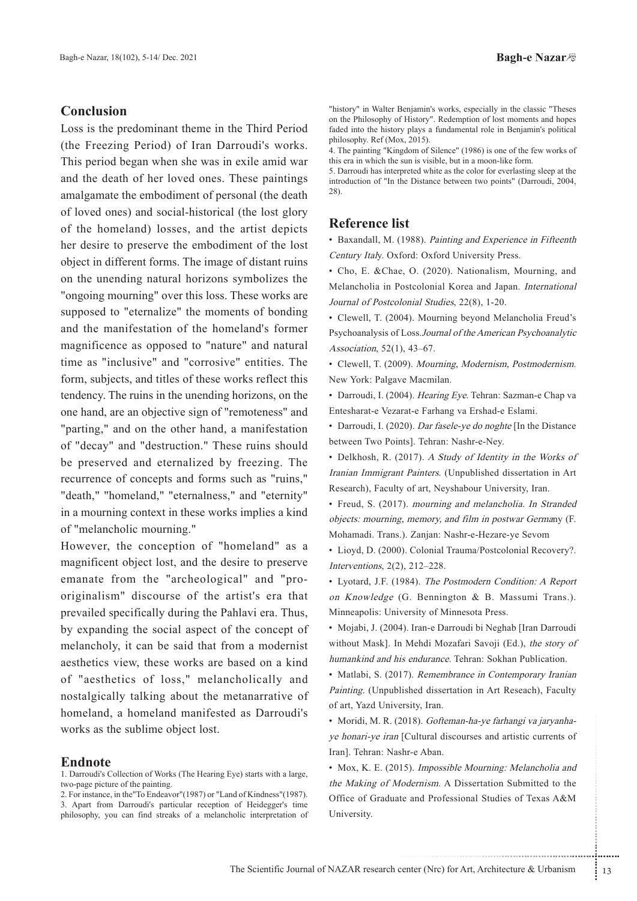## Conclusion

Loss is the predominant theme in the Third Period (the Freezing Period) of Iran Darroudi's works. This period began when she was in exile amid war and the death of her loved ones. These paintings amalgamate the embodiment of personal (the death of loved ones) and social-historical (the lost glory of the homeland) losses, and the artist depicts her desire to preserve the embodiment of the lost object in different forms. The image of distant ruins on the unending natural horizons symbolizes the "ongoing mourning" over this loss. These works are supposed to "eternalize" the moments of bonding and the manifestation of the homeland's former magnificence as opposed to "nature" and natural time as "inclusive" and "corrosive" entities. The form, subjects, and titles of these works reflect this tendency. The ruins in the unending horizons, on the one hand, are an objective sign of "remoteness" and "parting," and on the other hand, a manifestation of "decay" and "destruction." These ruins should be preserved and eternalized by freezing. The recurrence of concepts and forms such as "ruins," "death," "homeland," "eternalness," and "eternity" in a mourning context in these works implies a kind of "melancholic mourning."

However, the conception of "homeland" as a magnificent object lost, and the desire to preserve emanate from the "archeological" and "pro-originalism" discourse of the artist's era that prevailed specifically during the Pahlavi era. Thus, by expanding the social aspect of the concept of melancholy, it can be said that from a modernist aesthetics view, these works are based on a kind of "aesthetics of loss," melancholically and nostalgically talking about the metanarrative of homeland, a homeland manifested as Darroudi's works as the sublime object lost.

## Endnote

1. Darroudi's Collection of Works (The Hearing Eye) starts with a large, two-page picture of the painting.
2. For instance, in the"To Endeavor"(1987) or "Land of Kindness"(1987).
3. Apart from Darroudi's particular reception of Heidegger's time philosophy, you can find streaks of a melancholic interpretation of "history" in Walter Benjamin's works, especially in the classic "Theses on the Philosophy of History". Redemption of lost moments and hopes faded into the history plays a fundamental role in Benjamin's political philosophy. Ref (Mox, 2015).
4. The painting "Kingdom of Silence" (1986) is one of the few works of this era in which the sun is visible, but in a moon-like form.
5. Darroudi has interpreted white as the color for everlasting sleep at the introduction of "In the Distance between two points" (Darroudi, 2004, 28).

## Reference list

- Baxandall, M. (1988). *Painting and Experience in Fifteenth Century Italy*. Oxford: Oxford University Press.
- Cho, E. &Chae, O. (2020). Nationalism, Mourning, and Melancholia in Postcolonial Korea and Japan. *International Journal of Postcolonial Studies*, 22(8), 1-20.
- Clewell, T. (2004). Mourning beyond Melancholia Freud's Psychoanalysis of Loss.*Journal of the American Psychoanalytic Association*, 52(1), 43–67.
- Clewell, T. (2009). *Mourning, Modernism, Postmodernism*. New York: Palgave Macmilan.
- Darroudi, I. (2004). *Hearing Eye*. Tehran: Sazman-e Chap va Entesharat-e Vezarat-e Farhang va Ershad-e Eslami.
- Darroudi, I. (2020). *Dar fasele-ye do noghte* [In the Distance between Two Points]. Tehran: Nashr-e-Ney.
- Delkhosh, R. (2017). *A Study of Identity in the Works of Iranian Immigrant Painters*. (Unpublished dissertation in Art Research), Faculty of art, Neyshabour University, Iran.
- Freud, S. (2017). *mourning and melancholia. In Stranded objects: mourning, memory, and film in postwar Germa*ny (F. Mohamadi. Trans.). Zanjan: Nashr-e-Hezare-ye Sevom
- Lioyd, D. (2000). Colonial Trauma/Postcolonial Recovery?. *Interventions*, 2(2), 212–228.
- Lyotard, J.F. (1984). *The Postmodern Condition: A Report on Knowledge* (G. Bennington & B. Massumi Trans.). Minneapolis: University of Minnesota Press.
- Mojabi, J. (2004). Iran-e Darroudi bi Neghab [Iran Darroudi without Mask]. In Mehdi Mozafari Savoji (Ed.), *the story of humankind and his endurance*. Tehran: Sokhan Publication.
- Matlabi, S. (2017). *Remembrance in Contemporary Iranian Painting*. (Unpublished dissertation in Art Reseach), Faculty of art, Yazd University, Iran.
- Moridi, M. R. (2018). *Gofteman-ha-ye farhangi va jaryanha-ye honari-ye iran* [Cultural discourses and artistic currents of Iran]. Tehran: Nashr-e Aban.
- Mox, K. E. (2015). *Impossible Mourning: Melancholia and the Making of Modernism*. A Dissertation Submitted to the Office of Graduate and Professional Studies of Texas A&M University.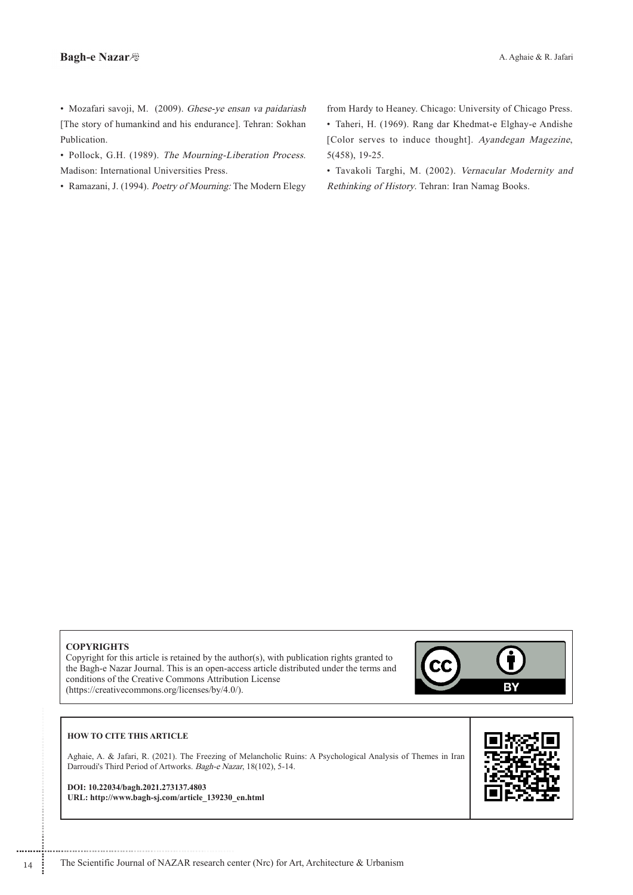- Mozafari savoji, M. (2009). *Ghese-ye ensan va paidariash* [The story of humankind and his endurance]. Tehran: Sokhan Publication.
- Pollock, G.H. (1989). *The Mourning-Liberation Process*. Madison: International Universities Press.
- Ramazani, J. (1994). *Poetry of Mourning:* The Modern Elegy from Hardy to Heaney. Chicago: University of Chicago Press.
- Taheri, H. (1969). Rang dar Khedmat-e Elghay-e Andishe [Color serves to induce thought]. *Ayandegan Magezine*, 5(458), 19-25.
- Tavakoli Targhi, M. (2002). *Vernacular Modernity and Rethinking of History*. Tehran: Iran Namag Books.

**COPYRIGHTS**

Copyright for this article is retained by the author(s), with publication rights granted to the Bagh-e Nazar Journal. This is an open-access article distributed under the terms and conditions of the Creative Commons Attribution License (https://creativecommons.org/licenses/by/4.0/).

**HOW TO CITE THIS ARTICLE**

Aghaie, A. & Jafari, R. (2021). The Freezing of Melancholic Ruins: A Psychological Analysis of Themes in Iran Darroudi's Third Period of Artworks. *Bagh-e Nazar*, 18(102), 5-14.

**DOI: 10.22034/bagh.2021.273137.4803**
**URL: http://www.bagh-sj.com/article_139230_en.html**